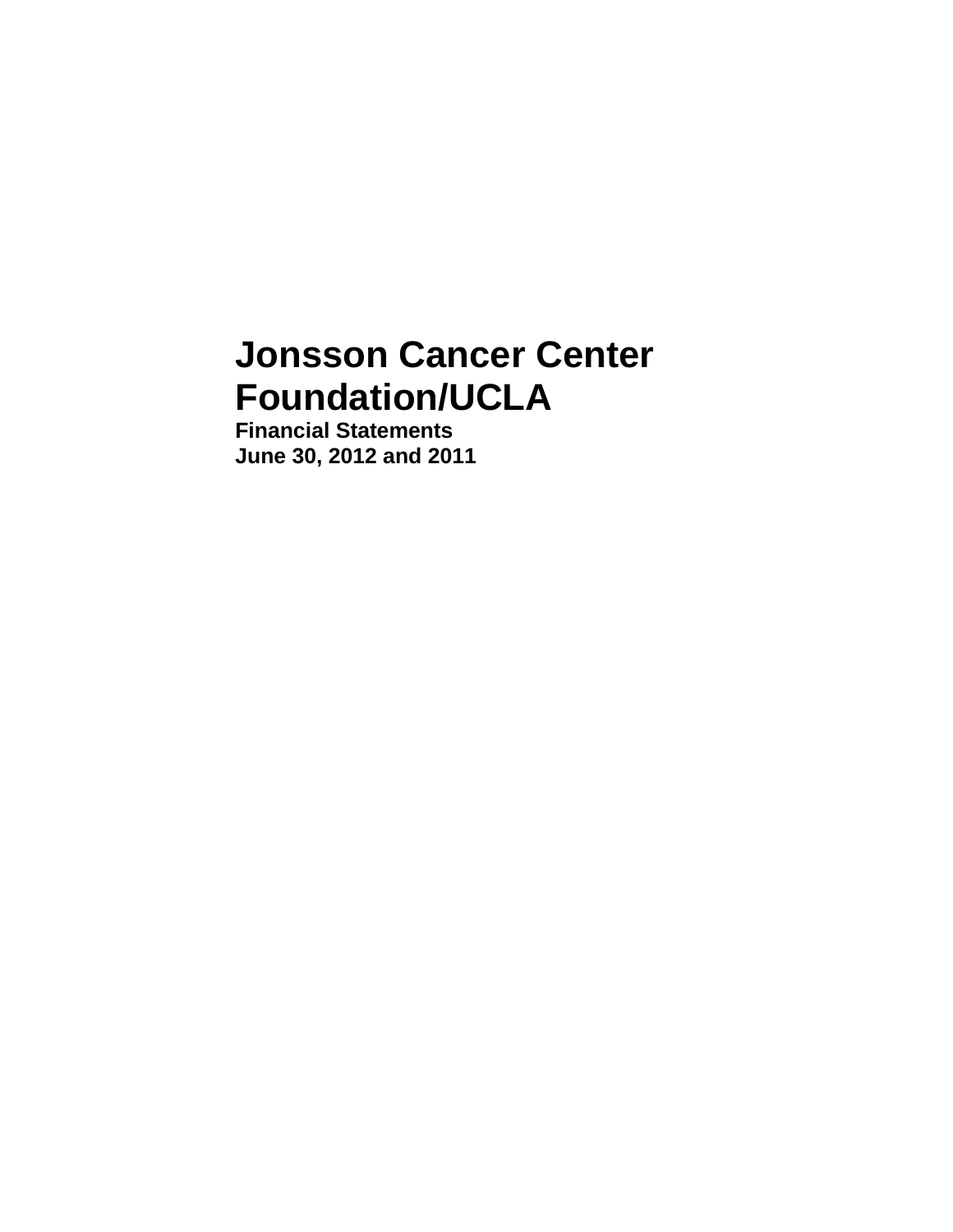# Jonsson Cancer Center Foundation/UCLA

**Financial Statements**
**June 30, 2012 and 2011**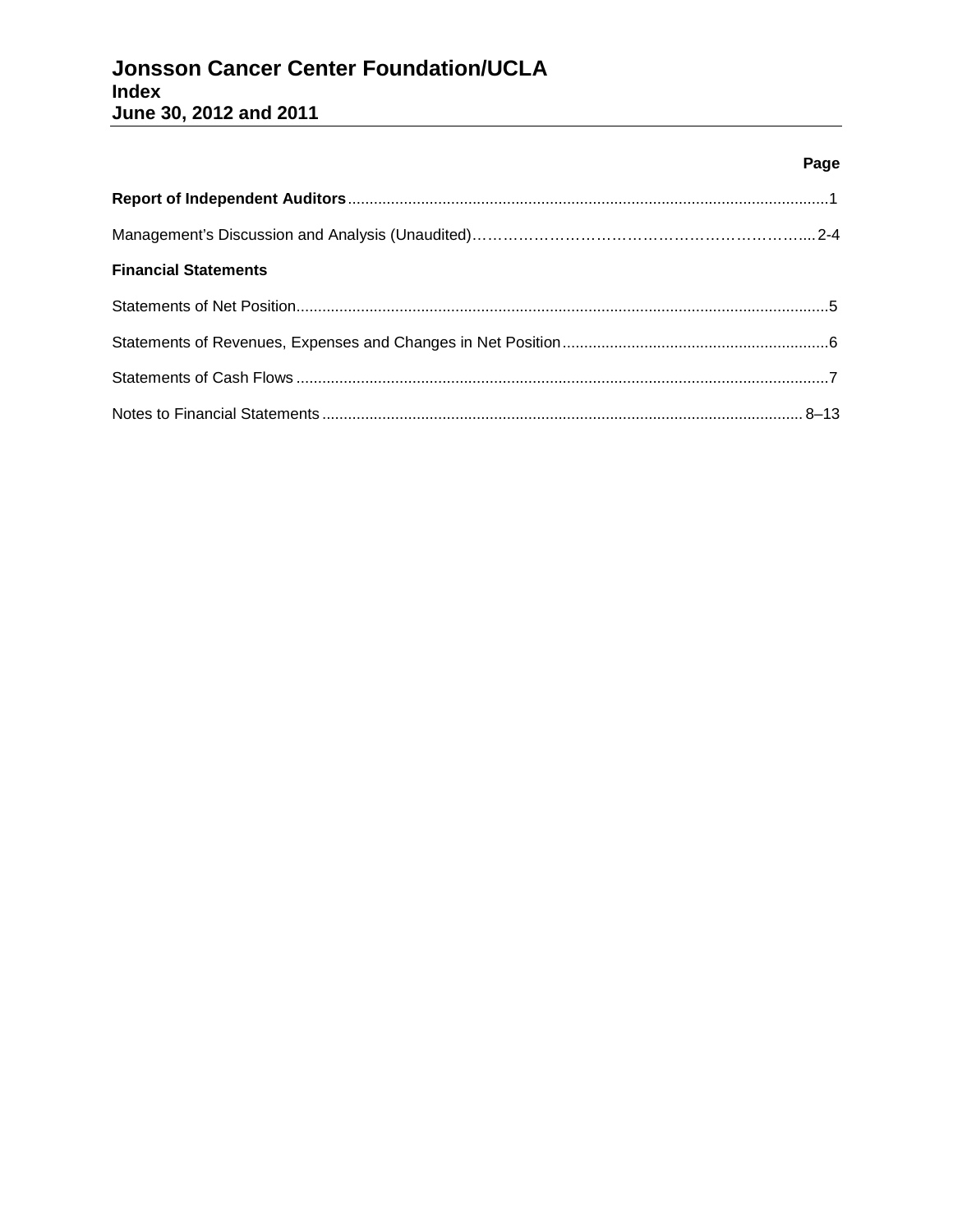# Jonsson Cancer Center Foundation/UCLA
## Index
## June 30, 2012 and 2011

| | Page |
|---|---|
| **Report of Independent Auditors** | 1 |
| Management's Discussion and Analysis (Unaudited) | 2-4 |
| **Financial Statements** | |
| Statements of Net Position | 5 |
| Statements of Revenues, Expenses and Changes in Net Position | 6 |
| Statements of Cash Flows | 7 |
| Notes to Financial Statements | 8–13 |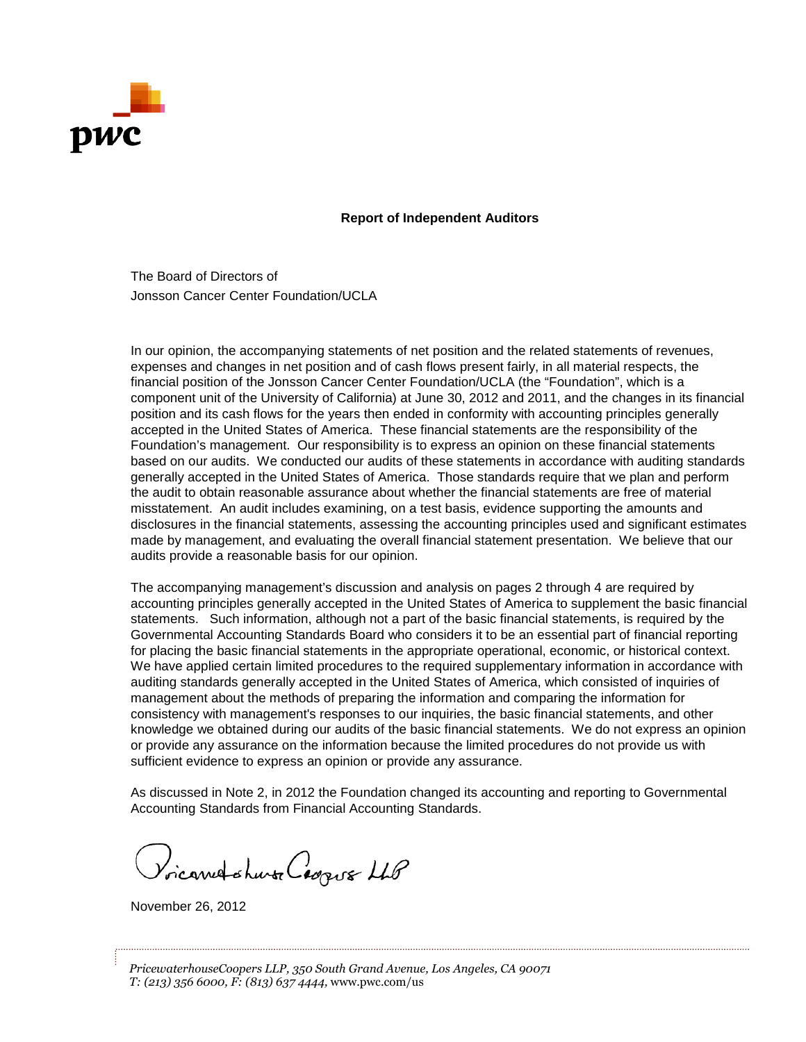pwc

**Report of Independent Auditors**

The Board of Directors of
Jonsson Cancer Center Foundation/UCLA

In our opinion, the accompanying statements of net position and the related statements of revenues, expenses and changes in net position and of cash flows present fairly, in all material respects, the financial position of the Jonsson Cancer Center Foundation/UCLA (the "Foundation", which is a component unit of the University of California) at June 30, 2012 and 2011, and the changes in its financial position and its cash flows for the years then ended in conformity with accounting principles generally accepted in the United States of America. These financial statements are the responsibility of the Foundation's management. Our responsibility is to express an opinion on these financial statements based on our audits. We conducted our audits of these statements in accordance with auditing standards generally accepted in the United States of America. Those standards require that we plan and perform the audit to obtain reasonable assurance about whether the financial statements are free of material misstatement. An audit includes examining, on a test basis, evidence supporting the amounts and disclosures in the financial statements, assessing the accounting principles used and significant estimates made by management, and evaluating the overall financial statement presentation. We believe that our audits provide a reasonable basis for our opinion.

The accompanying management's discussion and analysis on pages 2 through 4 are required by accounting principles generally accepted in the United States of America to supplement the basic financial statements. Such information, although not a part of the basic financial statements, is required by the Governmental Accounting Standards Board who considers it to be an essential part of financial reporting for placing the basic financial statements in the appropriate operational, economic, or historical context. We have applied certain limited procedures to the required supplementary information in accordance with auditing standards generally accepted in the United States of America, which consisted of inquiries of management about the methods of preparing the information and comparing the information for consistency with management's responses to our inquiries, the basic financial statements, and other knowledge we obtained during our audits of the basic financial statements. We do not express an opinion or provide any assurance on the information because the limited procedures do not provide us with sufficient evidence to express an opinion or provide any assurance.

As discussed in Note 2, in 2012 the Foundation changed its accounting and reporting to Governmental Accounting Standards from Financial Accounting Standards.

PricewaterhouseCoopers LLP

November 26, 2012

*PricewaterhouseCoopers LLP, 350 South Grand Avenue, Los Angeles, CA 90071*
*T: (213) 356 6000, F: (813) 637 4444,* www.pwc.com/us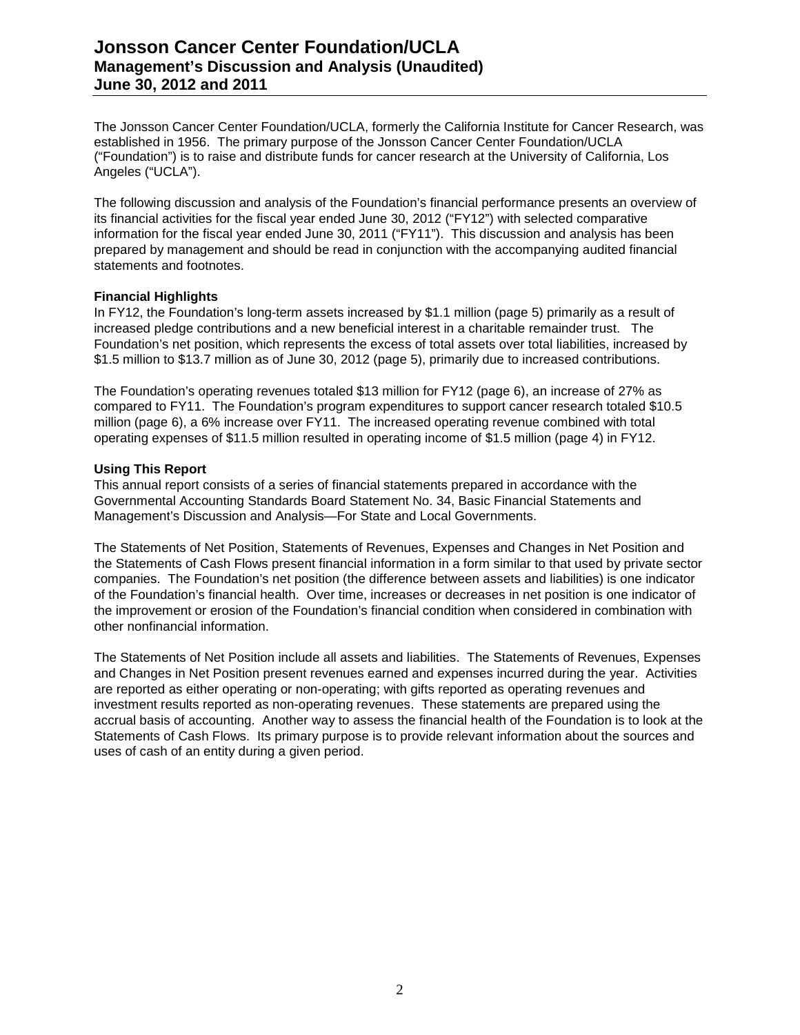# Jonsson Cancer Center Foundation/UCLA
## Management's Discussion and Analysis (Unaudited)
## June 30, 2012 and 2011

The Jonsson Cancer Center Foundation/UCLA, formerly the California Institute for Cancer Research, was established in 1956. The primary purpose of the Jonsson Cancer Center Foundation/UCLA ("Foundation") is to raise and distribute funds for cancer research at the University of California, Los Angeles ("UCLA").

The following discussion and analysis of the Foundation's financial performance presents an overview of its financial activities for the fiscal year ended June 30, 2012 ("FY12") with selected comparative information for the fiscal year ended June 30, 2011 ("FY11"). This discussion and analysis has been prepared by management and should be read in conjunction with the accompanying audited financial statements and footnotes.

**Financial Highlights**

In FY12, the Foundation's long-term assets increased by $1.1 million (page 5) primarily as a result of increased pledge contributions and a new beneficial interest in a charitable remainder trust. The Foundation's net position, which represents the excess of total assets over total liabilities, increased by $1.5 million to $13.7 million as of June 30, 2012 (page 5), primarily due to increased contributions.

The Foundation's operating revenues totaled $13 million for FY12 (page 6), an increase of 27% as compared to FY11. The Foundation's program expenditures to support cancer research totaled $10.5 million (page 6), a 6% increase over FY11. The increased operating revenue combined with total operating expenses of $11.5 million resulted in operating income of $1.5 million (page 4) in FY12.

**Using This Report**

This annual report consists of a series of financial statements prepared in accordance with the Governmental Accounting Standards Board Statement No. 34, Basic Financial Statements and Management's Discussion and Analysis—For State and Local Governments.

The Statements of Net Position, Statements of Revenues, Expenses and Changes in Net Position and the Statements of Cash Flows present financial information in a form similar to that used by private sector companies. The Foundation's net position (the difference between assets and liabilities) is one indicator of the Foundation's financial health. Over time, increases or decreases in net position is one indicator of the improvement or erosion of the Foundation's financial condition when considered in combination with other nonfinancial information.

The Statements of Net Position include all assets and liabilities. The Statements of Revenues, Expenses and Changes in Net Position present revenues earned and expenses incurred during the year. Activities are reported as either operating or non-operating; with gifts reported as operating revenues and investment results reported as non-operating revenues. These statements are prepared using the accrual basis of accounting. Another way to assess the financial health of the Foundation is to look at the Statements of Cash Flows. Its primary purpose is to provide relevant information about the sources and uses of cash of an entity during a given period.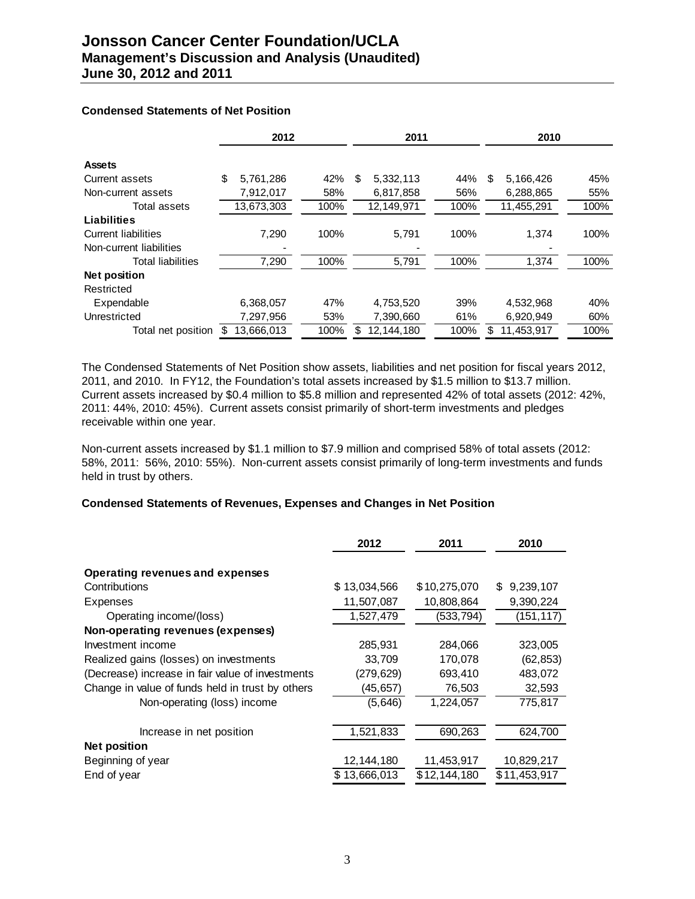# Jonsson Cancer Center Foundation/UCLA
## Management's Discussion and Analysis (Unaudited)
## June 30, 2012 and 2011

### Condensed Statements of Net Position

| | 2012 | | 2011 | | 2010 | |
|---|---|---|---|---|---|---|
| **Assets** | | | | | | |
| Current assets | $ 5,761,286 | 42% | $ 5,332,113 | 44% | $ 5,166,426 | 45% |
| Non-current assets | 7,912,017 | 58% | 6,817,858 | 56% | 6,288,865 | 55% |
| Total assets | 13,673,303 | 100% | 12,149,971 | 100% | 11,455,291 | 100% |
| **Liabilities** | | | | | | |
| Current liabilities | 7,290 | 100% | 5,791 | 100% | 1,374 | 100% |
| Non-current liabilities | - | | - | | - | |
| Total liabilities | 7,290 | 100% | 5,791 | 100% | 1,374 | 100% |
| **Net position** | | | | | | |
| Restricted | | | | | | |
| Expendable | 6,368,057 | 47% | 4,753,520 | 39% | 4,532,968 | 40% |
| Unrestricted | 7,297,956 | 53% | 7,390,660 | 61% | 6,920,949 | 60% |
| Total net position | $ 13,666,013 | 100% | $ 12,144,180 | 100% | $ 11,453,917 | 100% |

The Condensed Statements of Net Position show assets, liabilities and net position for fiscal years 2012, 2011, and 2010. In FY12, the Foundation's total assets increased by $1.5 million to $13.7 million. Current assets increased by $0.4 million to $5.8 million and represented 42% of total assets (2012: 42%, 2011: 44%, 2010: 45%). Current assets consist primarily of short-term investments and pledges receivable within one year.

Non-current assets increased by $1.1 million to $7.9 million and comprised 58% of total assets (2012: 58%, 2011: 56%, 2010: 55%). Non-current assets consist primarily of long-term investments and funds held in trust by others.

### Condensed Statements of Revenues, Expenses and Changes in Net Position

| | 2012 | 2011 | 2010 |
|---|---|---|---|
| **Operating revenues and expenses** | | | |
| Contributions | $ 13,034,566 | $ 10,275,070 | $ 9,239,107 |
| Expenses | 11,507,087 | 10,808,864 | 9,390,224 |
| Operating income/(loss) | 1,527,479 | (533,794) | (151,117) |
| **Non-operating revenues (expenses)** | | | |
| Investment income | 285,931 | 284,066 | 323,005 |
| Realized gains (losses) on investments | 33,709 | 170,078 | (62,853) |
| (Decrease) increase in fair value of investments | (279,629) | 693,410 | 483,072 |
| Change in value of funds held in trust by others | (45,657) | 76,503 | 32,593 |
| Non-operating (loss) income | (5,646) | 1,224,057 | 775,817 |
| Increase in net position | 1,521,833 | 690,263 | 624,700 |
| **Net position** | | | |
| Beginning of year | 12,144,180 | 11,453,917 | 10,829,217 |
| End of year | $ 13,666,013 | $ 12,144,180 | $ 11,453,917 |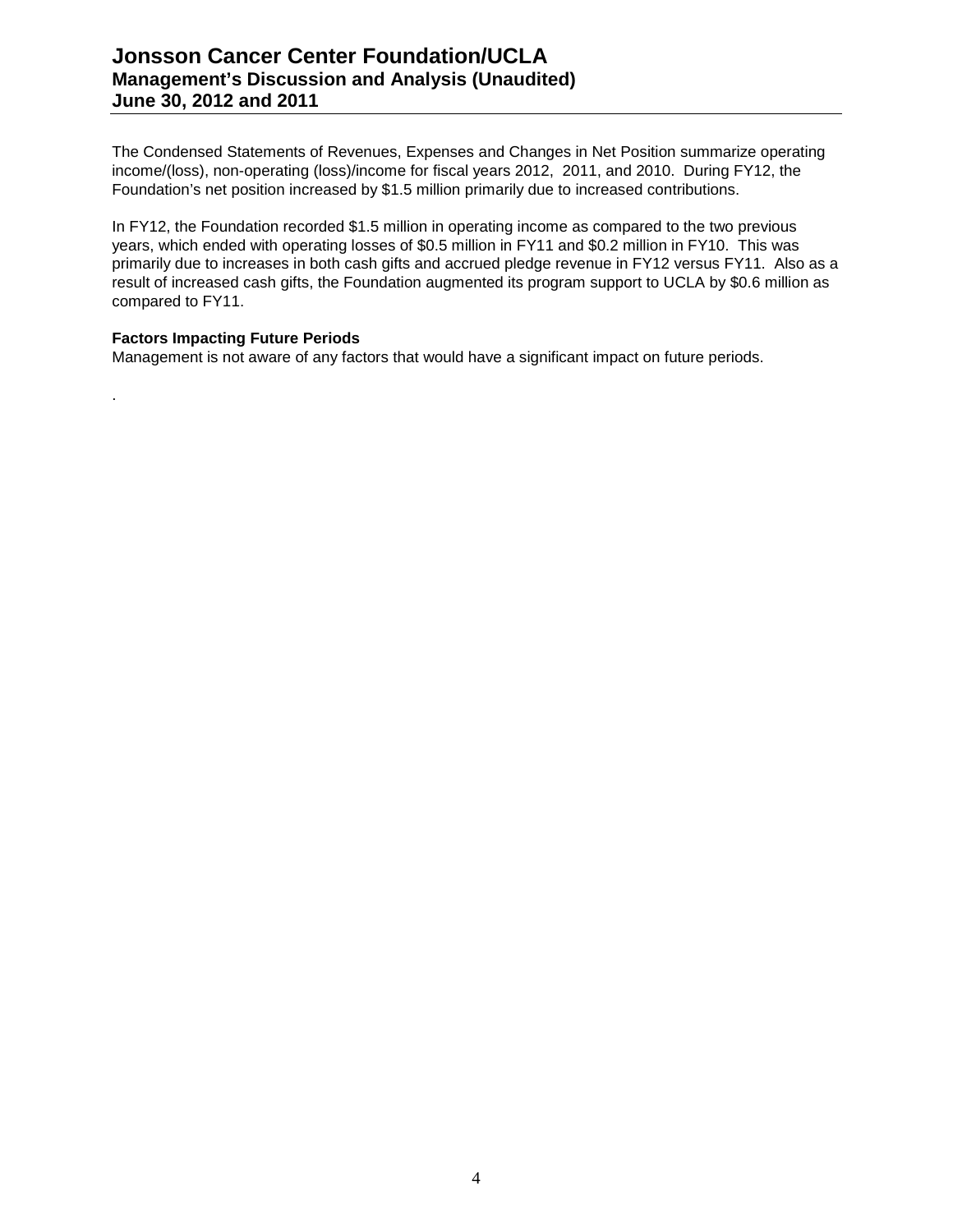The Condensed Statements of Revenues, Expenses and Changes in Net Position summarize operating income/(loss), non-operating (loss)/income for fiscal years 2012, 2011, and 2010. During FY12, the Foundation's net position increased by $1.5 million primarily due to increased contributions.

In FY12, the Foundation recorded $1.5 million in operating income as compared to the two previous years, which ended with operating losses of $0.5 million in FY11 and $0.2 million in FY10. This was primarily due to increases in both cash gifts and accrued pledge revenue in FY12 versus FY11. Also as a result of increased cash gifts, the Foundation augmented its program support to UCLA by $0.6 million as compared to FY11.

**Factors Impacting Future Periods**

Management is not aware of any factors that would have a significant impact on future periods.

.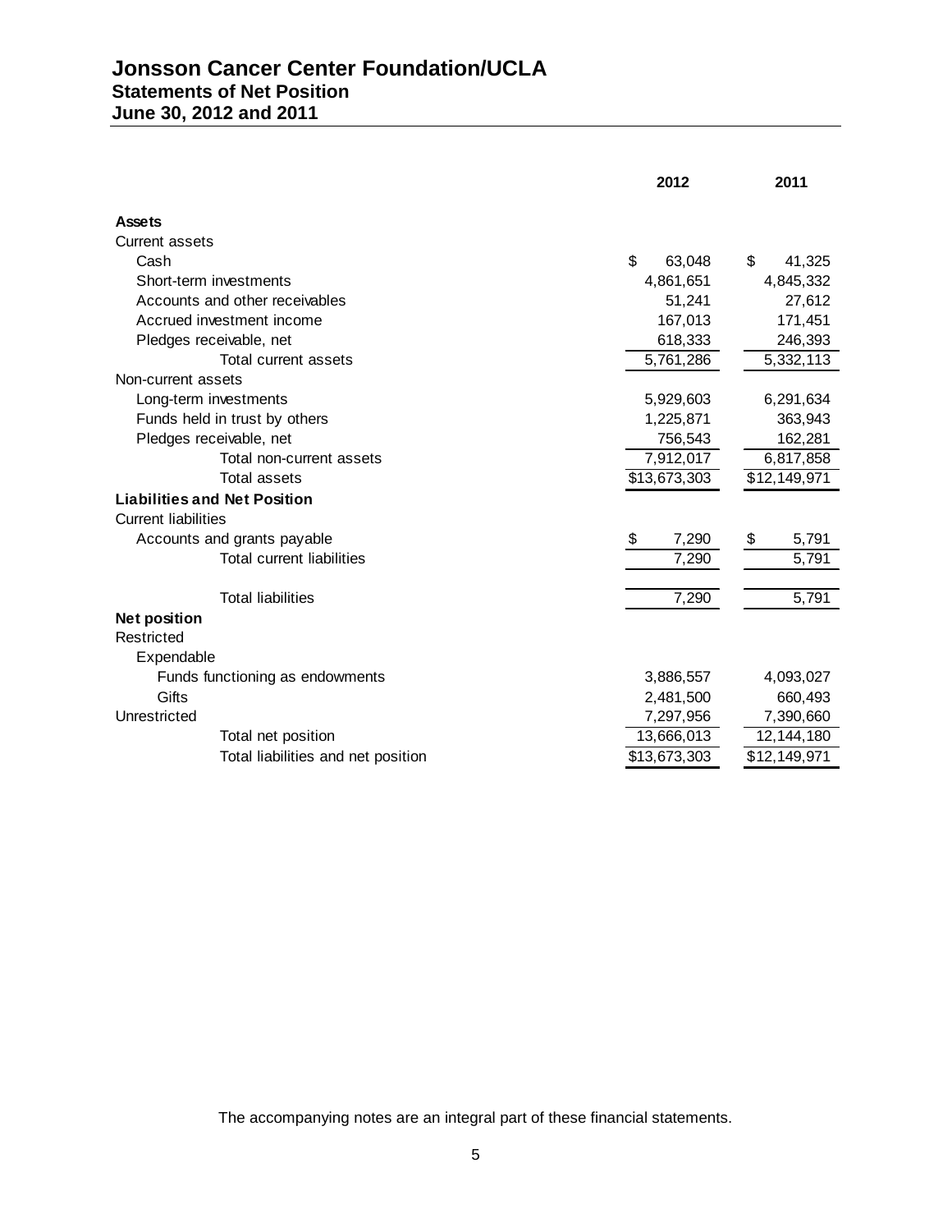# Jonsson Cancer Center Foundation/UCLA
## Statements of Net Position
## June 30, 2012 and 2011

| | 2012 | 2011 |
|---|---|---|
| **Assets** | | |
| Current assets | | |
| Cash | $ 63,048 | $ 41,325 |
| Short-term investments | 4,861,651 | 4,845,332 |
| Accounts and other receivables | 51,241 | 27,612 |
| Accrued investment income | 167,013 | 171,451 |
| Pledges receivable, net | 618,333 | 246,393 |
| Total current assets | 5,761,286 | 5,332,113 |
| Non-current assets | | |
| Long-term investments | 5,929,603 | 6,291,634 |
| Funds held in trust by others | 1,225,871 | 363,943 |
| Pledges receivable, net | 756,543 | 162,281 |
| Total non-current assets | 7,912,017 | 6,817,858 |
| Total assets | $13,673,303 | $12,149,971 |
| **Liabilities and Net Position** | | |
| Current liabilities | | |
| Accounts and grants payable | $ 7,290 | $ 5,791 |
| Total current liabilities | 7,290 | 5,791 |
| Total liabilities | 7,290 | 5,791 |
| **Net position** | | |
| Restricted | | |
| Expendable | | |
| Funds functioning as endowments | 3,886,557 | 4,093,027 |
| Gifts | 2,481,500 | 660,493 |
| Unrestricted | 7,297,956 | 7,390,660 |
| Total net position | 13,666,013 | 12,144,180 |
| Total liabilities and net position | $13,673,303 | $12,149,971 |

The accompanying notes are an integral part of these financial statements.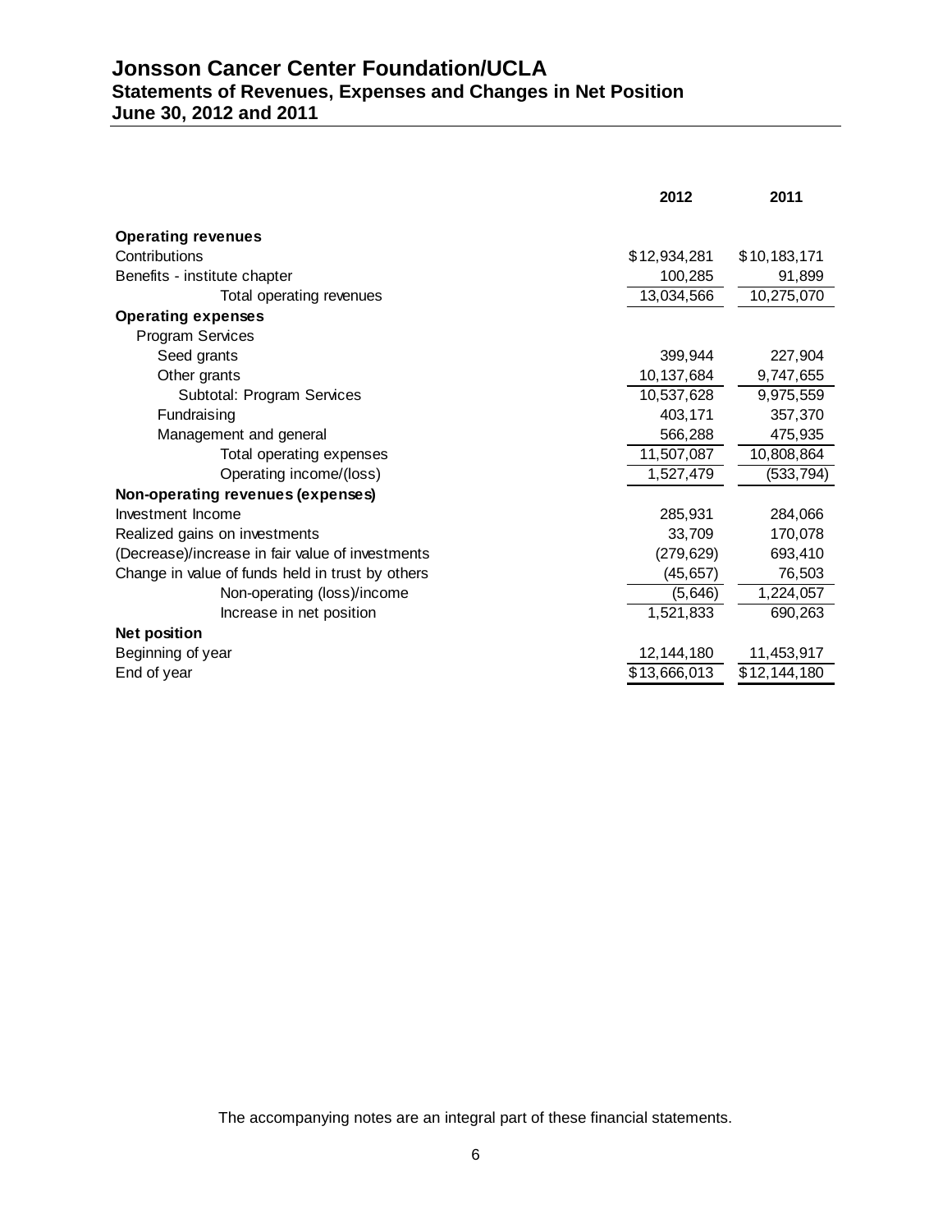# Jonsson Cancer Center Foundation/UCLA
## Statements of Revenues, Expenses and Changes in Net Position
## June 30, 2012 and 2011

| | 2012 | 2011 |
|---|---|---|
| **Operating revenues** | | |
| Contributions | $12,934,281 | $10,183,171 |
| Benefits - institute chapter | 100,285 | 91,899 |
| Total operating revenues | 13,034,566 | 10,275,070 |
| **Operating expenses** | | |
| Program Services | | |
| Seed grants | 399,944 | 227,904 |
| Other grants | 10,137,684 | 9,747,655 |
| Subtotal: Program Services | 10,537,628 | 9,975,559 |
| Fundraising | 403,171 | 357,370 |
| Management and general | 566,288 | 475,935 |
| Total operating expenses | 11,507,087 | 10,808,864 |
| Operating income/(loss) | 1,527,479 | (533,794) |
| **Non-operating revenues (expenses)** | | |
| Investment Income | 285,931 | 284,066 |
| Realized gains on investments | 33,709 | 170,078 |
| (Decrease)/increase in fair value of investments | (279,629) | 693,410 |
| Change in value of funds held in trust by others | (45,657) | 76,503 |
| Non-operating (loss)/income | (5,646) | 1,224,057 |
| Increase in net position | 1,521,833 | 690,263 |
| **Net position** | | |
| Beginning of year | 12,144,180 | 11,453,917 |
| End of year | $13,666,013 | $12,144,180 |

The accompanying notes are an integral part of these financial statements.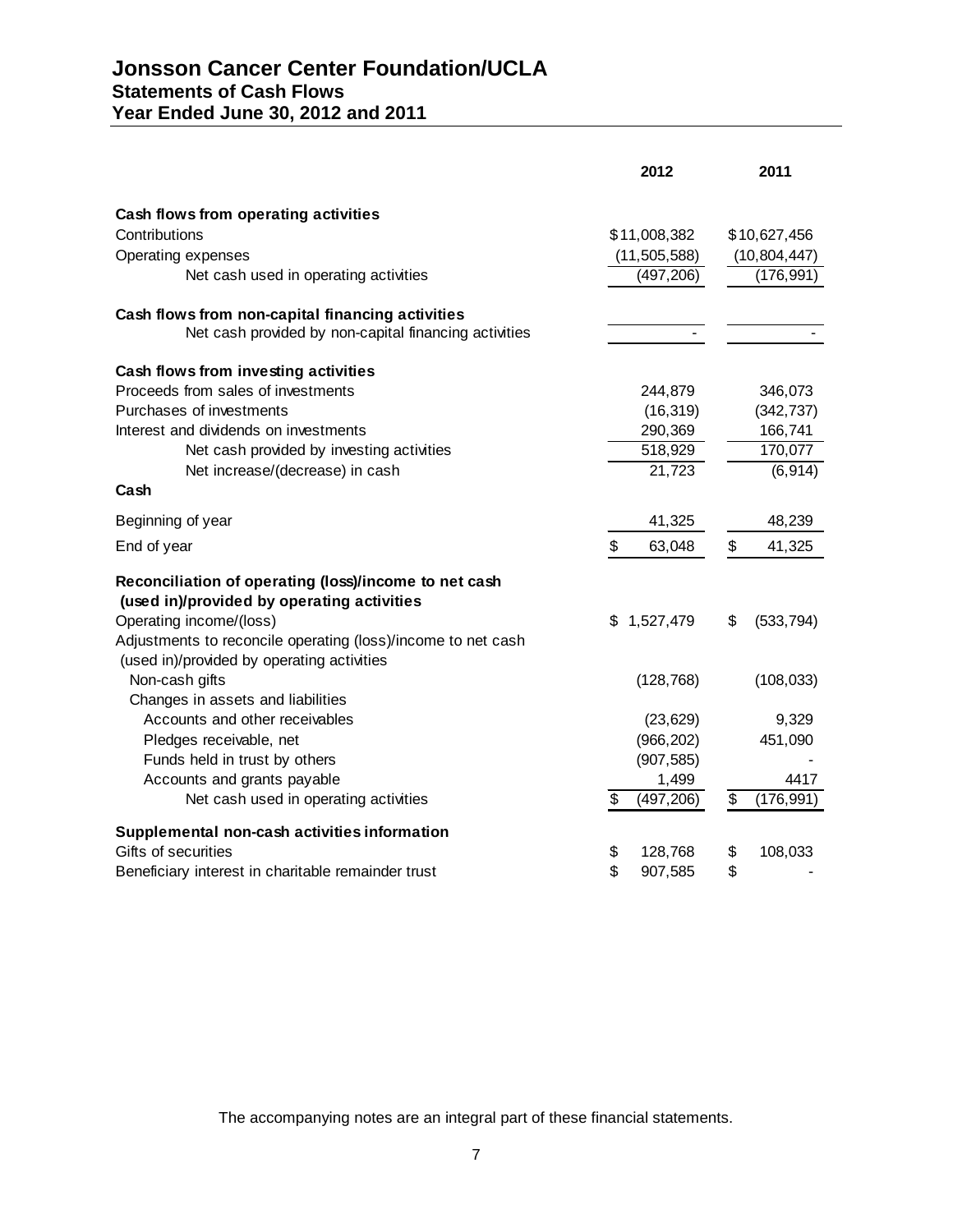# Jonsson Cancer Center Foundation/UCLA
## Statements of Cash Flows
## Year Ended June 30, 2012 and 2011

| | 2012 | 2011 |
|---|---|---|
| **Cash flows from operating activities** | | |
| Contributions | $11,008,382 | $10,627,456 |
| Operating expenses | (11,505,588) | (10,804,447) |
| Net cash used in operating activities | (497,206) | (176,991) |
| **Cash flows from non-capital financing activities** | | |
| Net cash provided by non-capital financing activities | - | - |
| **Cash flows from investing activities** | | |
| Proceeds from sales of investments | 244,879 | 346,073 |
| Purchases of investments | (16,319) | (342,737) |
| Interest and dividends on investments | 290,369 | 166,741 |
| Net cash provided by investing activities | 518,929 | 170,077 |
| Net increase/(decrease) in cash | 21,723 | (6,914) |
| **Cash** | | |
| Beginning of year | 41,325 | 48,239 |
| End of year | $ 63,048 | $ 41,325 |
| **Reconciliation of operating (loss)/income to net cash (used in)/provided by operating activities** | | |
| Operating income/(loss) | $ 1,527,479 | $ (533,794) |
| Adjustments to reconcile operating (loss)/income to net cash (used in)/provided by operating activities | | |
| Non-cash gifts | (128,768) | (108,033) |
| Changes in assets and liabilities | | |
| Accounts and other receivables | (23,629) | 9,329 |
| Pledges receivable, net | (966,202) | 451,090 |
| Funds held in trust by others | (907,585) | - |
| Accounts and grants payable | 1,499 | 4417 |
| Net cash used in operating activities | $ (497,206) | $ (176,991) |
| **Supplemental non-cash activities information** | | |
| Gifts of securities | $ 128,768 | $ 108,033 |
| Beneficiary interest in charitable remainder trust | $ 907,585 | $ - |

The accompanying notes are an integral part of these financial statements.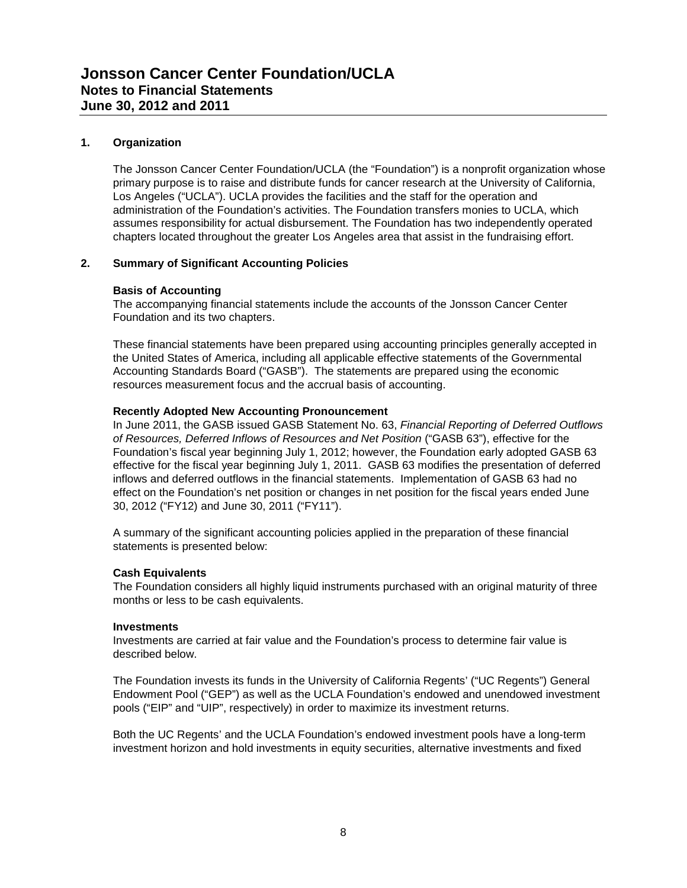# Jonsson Cancer Center Foundation/UCLA
## Notes to Financial Statements
## June 30, 2012 and 2011

### 1. Organization

The Jonsson Cancer Center Foundation/UCLA (the "Foundation") is a nonprofit organization whose primary purpose is to raise and distribute funds for cancer research at the University of California, Los Angeles ("UCLA"). UCLA provides the facilities and the staff for the operation and administration of the Foundation's activities. The Foundation transfers monies to UCLA, which assumes responsibility for actual disbursement. The Foundation has two independently operated chapters located throughout the greater Los Angeles area that assist in the fundraising effort.

### 2. Summary of Significant Accounting Policies

**Basis of Accounting**

The accompanying financial statements include the accounts of the Jonsson Cancer Center Foundation and its two chapters.

These financial statements have been prepared using accounting principles generally accepted in the United States of America, including all applicable effective statements of the Governmental Accounting Standards Board ("GASB"). The statements are prepared using the economic resources measurement focus and the accrual basis of accounting.

**Recently Adopted New Accounting Pronouncement**

In June 2011, the GASB issued GASB Statement No. 63, *Financial Reporting of Deferred Outflows of Resources, Deferred Inflows of Resources and Net Position* ("GASB 63"), effective for the Foundation's fiscal year beginning July 1, 2012; however, the Foundation early adopted GASB 63 effective for the fiscal year beginning July 1, 2011. GASB 63 modifies the presentation of deferred inflows and deferred outflows in the financial statements. Implementation of GASB 63 had no effect on the Foundation's net position or changes in net position for the fiscal years ended June 30, 2012 ("FY12) and June 30, 2011 ("FY11").

A summary of the significant accounting policies applied in the preparation of these financial statements is presented below:

**Cash Equivalents**

The Foundation considers all highly liquid instruments purchased with an original maturity of three months or less to be cash equivalents.

**Investments**

Investments are carried at fair value and the Foundation's process to determine fair value is described below.

The Foundation invests its funds in the University of California Regents' ("UC Regents") General Endowment Pool ("GEP") as well as the UCLA Foundation's endowed and unendowed investment pools ("EIP" and "UIP", respectively) in order to maximize its investment returns.

Both the UC Regents' and the UCLA Foundation's endowed investment pools have a long-term investment horizon and hold investments in equity securities, alternative investments and fixed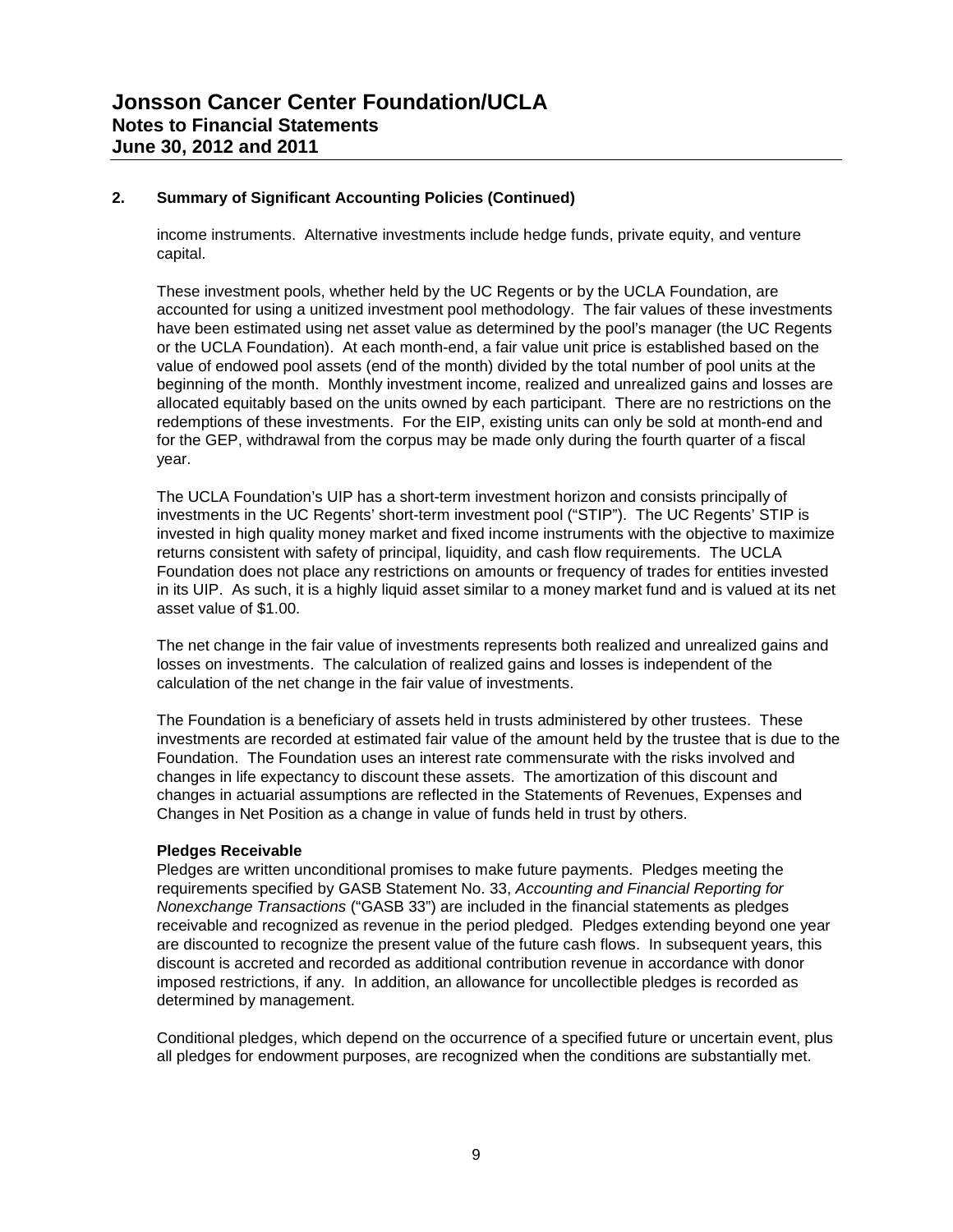## 2. Summary of Significant Accounting Policies (Continued)

income instruments. Alternative investments include hedge funds, private equity, and venture capital.

These investment pools, whether held by the UC Regents or by the UCLA Foundation, are accounted for using a unitized investment pool methodology. The fair values of these investments have been estimated using net asset value as determined by the pool's manager (the UC Regents or the UCLA Foundation). At each month-end, a fair value unit price is established based on the value of endowed pool assets (end of the month) divided by the total number of pool units at the beginning of the month. Monthly investment income, realized and unrealized gains and losses are allocated equitably based on the units owned by each participant. There are no restrictions on the redemptions of these investments. For the EIP, existing units can only be sold at month-end and for the GEP, withdrawal from the corpus may be made only during the fourth quarter of a fiscal year.

The UCLA Foundation's UIP has a short-term investment horizon and consists principally of investments in the UC Regents' short-term investment pool ("STIP"). The UC Regents' STIP is invested in high quality money market and fixed income instruments with the objective to maximize returns consistent with safety of principal, liquidity, and cash flow requirements. The UCLA Foundation does not place any restrictions on amounts or frequency of trades for entities invested in its UIP. As such, it is a highly liquid asset similar to a money market fund and is valued at its net asset value of $1.00.

The net change in the fair value of investments represents both realized and unrealized gains and losses on investments. The calculation of realized gains and losses is independent of the calculation of the net change in the fair value of investments.

The Foundation is a beneficiary of assets held in trusts administered by other trustees. These investments are recorded at estimated fair value of the amount held by the trustee that is due to the Foundation. The Foundation uses an interest rate commensurate with the risks involved and changes in life expectancy to discount these assets. The amortization of this discount and changes in actuarial assumptions are reflected in the Statements of Revenues, Expenses and Changes in Net Position as a change in value of funds held in trust by others.

**Pledges Receivable**

Pledges are written unconditional promises to make future payments. Pledges meeting the requirements specified by GASB Statement No. 33, *Accounting and Financial Reporting for Nonexchange Transactions* ("GASB 33") are included in the financial statements as pledges receivable and recognized as revenue in the period pledged. Pledges extending beyond one year are discounted to recognize the present value of the future cash flows. In subsequent years, this discount is accreted and recorded as additional contribution revenue in accordance with donor imposed restrictions, if any. In addition, an allowance for uncollectible pledges is recorded as determined by management.

Conditional pledges, which depend on the occurrence of a specified future or uncertain event, plus all pledges for endowment purposes, are recognized when the conditions are substantially met.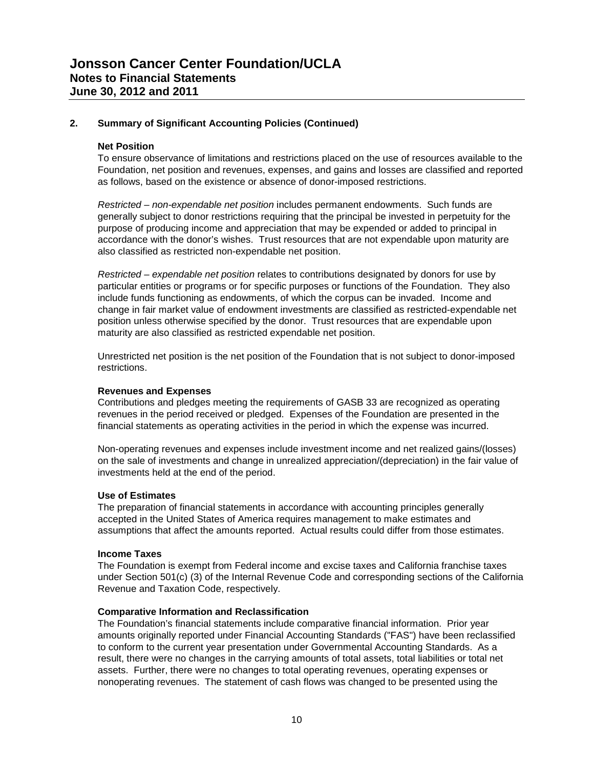## 2. Summary of Significant Accounting Policies (Continued)

**Net Position**

To ensure observance of limitations and restrictions placed on the use of resources available to the Foundation, net position and revenues, expenses, and gains and losses are classified and reported as follows, based on the existence or absence of donor-imposed restrictions.

*Restricted – non-expendable net position* includes permanent endowments. Such funds are generally subject to donor restrictions requiring that the principal be invested in perpetuity for the purpose of producing income and appreciation that may be expended or added to principal in accordance with the donor's wishes. Trust resources that are not expendable upon maturity are also classified as restricted non-expendable net position.

*Restricted – expendable net position* relates to contributions designated by donors for use by particular entities or programs or for specific purposes or functions of the Foundation. They also include funds functioning as endowments, of which the corpus can be invaded. Income and change in fair market value of endowment investments are classified as restricted-expendable net position unless otherwise specified by the donor. Trust resources that are expendable upon maturity are also classified as restricted expendable net position.

Unrestricted net position is the net position of the Foundation that is not subject to donor-imposed restrictions.

**Revenues and Expenses**

Contributions and pledges meeting the requirements of GASB 33 are recognized as operating revenues in the period received or pledged. Expenses of the Foundation are presented in the financial statements as operating activities in the period in which the expense was incurred.

Non-operating revenues and expenses include investment income and net realized gains/(losses) on the sale of investments and change in unrealized appreciation/(depreciation) in the fair value of investments held at the end of the period.

**Use of Estimates**

The preparation of financial statements in accordance with accounting principles generally accepted in the United States of America requires management to make estimates and assumptions that affect the amounts reported. Actual results could differ from those estimates.

**Income Taxes**

The Foundation is exempt from Federal income and excise taxes and California franchise taxes under Section 501(c) (3) of the Internal Revenue Code and corresponding sections of the California Revenue and Taxation Code, respectively.

**Comparative Information and Reclassification**

The Foundation's financial statements include comparative financial information. Prior year amounts originally reported under Financial Accounting Standards ("FAS") have been reclassified to conform to the current year presentation under Governmental Accounting Standards. As a result, there were no changes in the carrying amounts of total assets, total liabilities or total net assets. Further, there were no changes to total operating revenues, operating expenses or nonoperating revenues. The statement of cash flows was changed to be presented using the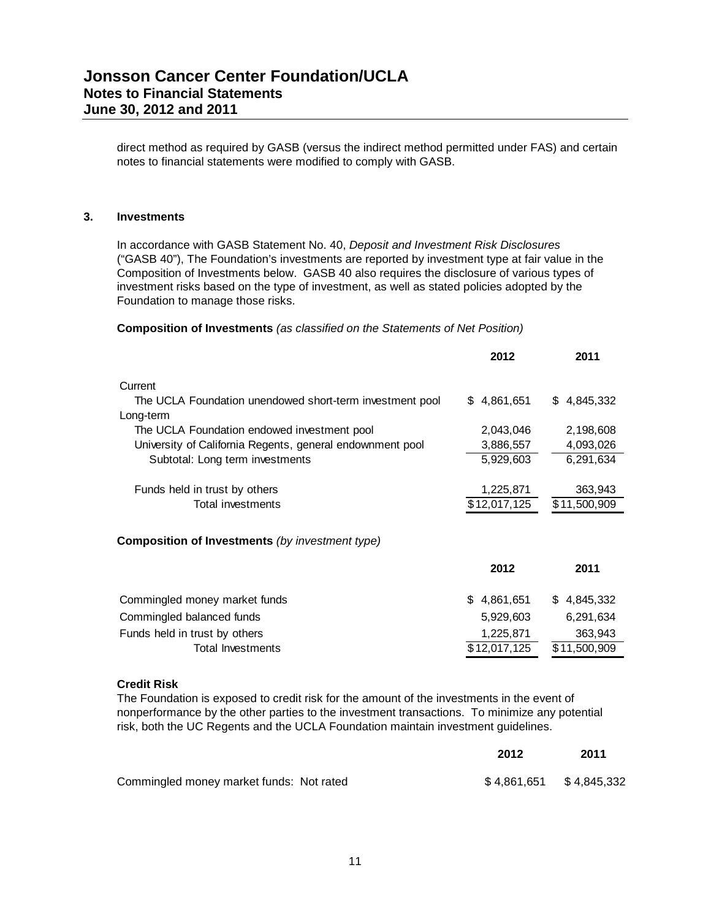direct method as required by GASB (versus the indirect method permitted under FAS) and certain notes to financial statements were modified to comply with GASB.

## 3. Investments

In accordance with GASB Statement No. 40, *Deposit and Investment Risk Disclosures* ("GASB 40"), The Foundation's investments are reported by investment type at fair value in the Composition of Investments below. GASB 40 also requires the disclosure of various types of investment risks based on the type of investment, as well as stated policies adopted by the Foundation to manage those risks.

**Composition of Investments** *(as classified on the Statements of Net Position)*

| | 2012 | 2011 |
|---|---|---|
| Current | | |
| The UCLA Foundation unendowed short-term investment pool | $ 4,861,651 | $ 4,845,332 |
| Long-term | | |
| The UCLA Foundation endowed investment pool | 2,043,046 | 2,198,608 |
| University of California Regents, general endownment pool | 3,886,557 | 4,093,026 |
| Subtotal: Long term investments | 5,929,603 | 6,291,634 |
| Funds held in trust by others | 1,225,871 | 363,943 |
| Total investments | $12,017,125 | $11,500,909 |

**Composition of Investments** *(by investment type)*

| | 2012 | 2011 |
|---|---|---|
| Commingled money market funds | $ 4,861,651 | $ 4,845,332 |
| Commingled balanced funds | 5,929,603 | 6,291,634 |
| Funds held in trust by others | 1,225,871 | 363,943 |
| Total Investments | $12,017,125 | $11,500,909 |

**Credit Risk**

The Foundation is exposed to credit risk for the amount of the investments in the event of nonperformance by the other parties to the investment transactions. To minimize any potential risk, both the UC Regents and the UCLA Foundation maintain investment guidelines.

| | 2012 | 2011 |
|---|---|---|
| Commingled money market funds: Not rated | $ 4,861,651 | $ 4,845,332 |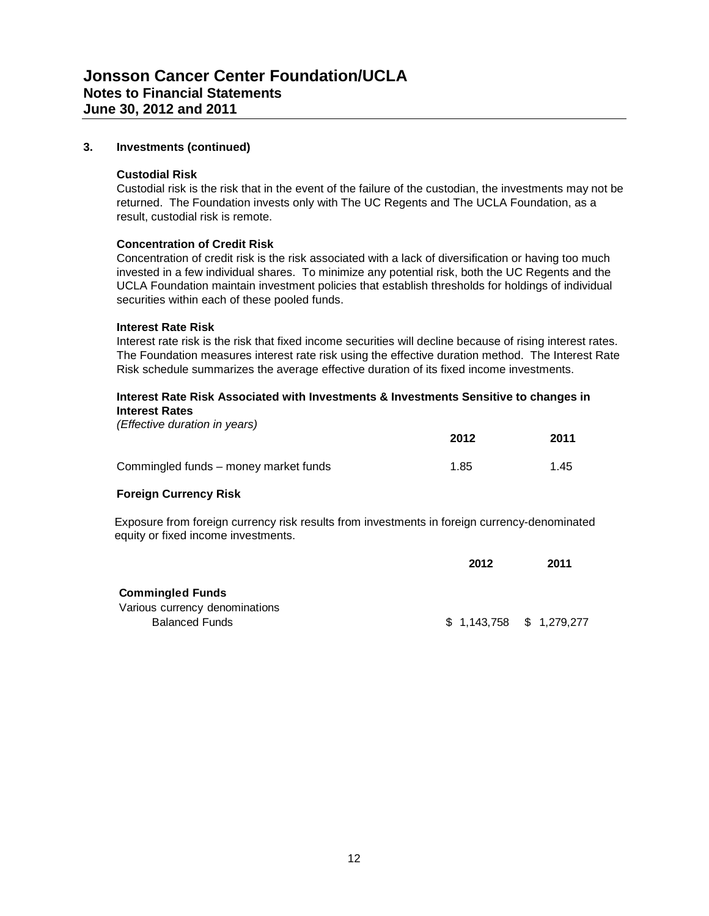# Jonsson Cancer Center Foundation/UCLA
## Notes to Financial Statements
## June 30, 2012 and 2011

### 3. Investments (continued)

**Custodial Risk**

Custodial risk is the risk that in the event of the failure of the custodian, the investments may not be returned. The Foundation invests only with The UC Regents and The UCLA Foundation, as a result, custodial risk is remote.

**Concentration of Credit Risk**

Concentration of credit risk is the risk associated with a lack of diversification or having too much invested in a few individual shares. To minimize any potential risk, both the UC Regents and the UCLA Foundation maintain investment policies that establish thresholds for holdings of individual securities within each of these pooled funds.

**Interest Rate Risk**

Interest rate risk is the risk that fixed income securities will decline because of rising interest rates. The Foundation measures interest rate risk using the effective duration method. The Interest Rate Risk schedule summarizes the average effective duration of its fixed income investments.

**Interest Rate Risk Associated with Investments & Investments Sensitive to changes in Interest Rates**

*(Effective duration in years)*

| | 2012 | 2011 |
|---|---|---|
| Commingled funds – money market funds | 1.85 | 1.45 |

**Foreign Currency Risk**

Exposure from foreign currency risk results from investments in foreign currency-denominated equity or fixed income investments.

| | 2012 | 2011 |
|---|---|---|
| **Commingled Funds** | | |
| Various currency denominations | | |
| Balanced Funds | $ 1,143,758 | $ 1,279,277 |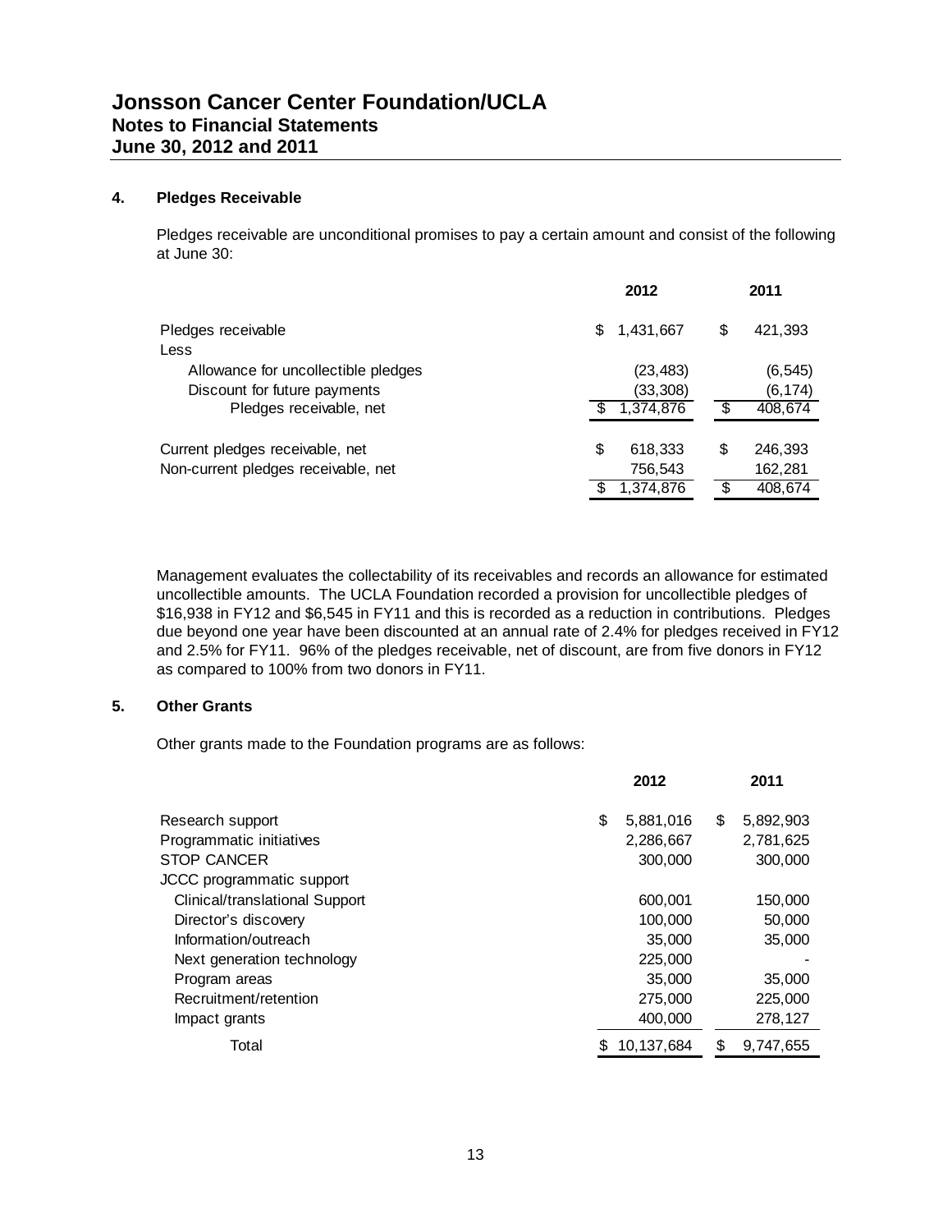# Jonsson Cancer Center Foundation/UCLA
## Notes to Financial Statements
## June 30, 2012 and 2011

### 4. Pledges Receivable

Pledges receivable are unconditional promises to pay a certain amount and consist of the following at June 30:

| | 2012 | 2011 |
|---|---|---|
| Pledges receivable | $ 1,431,667 | $ 421,393 |
| Less | | |
| Allowance for uncollectible pledges | (23,483) | (6,545) |
| Discount for future payments | (33,308) | (6,174) |
| Pledges receivable, net | $ 1,374,876 | $ 408,674 |
| | | |
| Current pledges receivable, net | $ 618,333 | $ 246,393 |
| Non-current pledges receivable, net | 756,543 | 162,281 |
| | $ 1,374,876 | $ 408,674 |

Management evaluates the collectability of its receivables and records an allowance for estimated uncollectible amounts. The UCLA Foundation recorded a provision for uncollectible pledges of $16,938 in FY12 and $6,545 in FY11 and this is recorded as a reduction in contributions. Pledges due beyond one year have been discounted at an annual rate of 2.4% for pledges received in FY12 and 2.5% for FY11. 96% of the pledges receivable, net of discount, are from five donors in FY12 as compared to 100% from two donors in FY11.

### 5. Other Grants

Other grants made to the Foundation programs are as follows:

| | 2012 | 2011 |
|---|---|---|
| Research support | $ 5,881,016 | $ 5,892,903 |
| Programmatic initiatives | 2,286,667 | 2,781,625 |
| STOP CANCER | 300,000 | 300,000 |
| JCCC programmatic support | | |
| Clinical/translational Support | 600,001 | 150,000 |
| Director's discovery | 100,000 | 50,000 |
| Information/outreach | 35,000 | 35,000 |
| Next generation technology | 225,000 | - |
| Program areas | 35,000 | 35,000 |
| Recruitment/retention | 275,000 | 225,000 |
| Impact grants | 400,000 | 278,127 |
| Total | $ 10,137,684 | $ 9,747,655 |